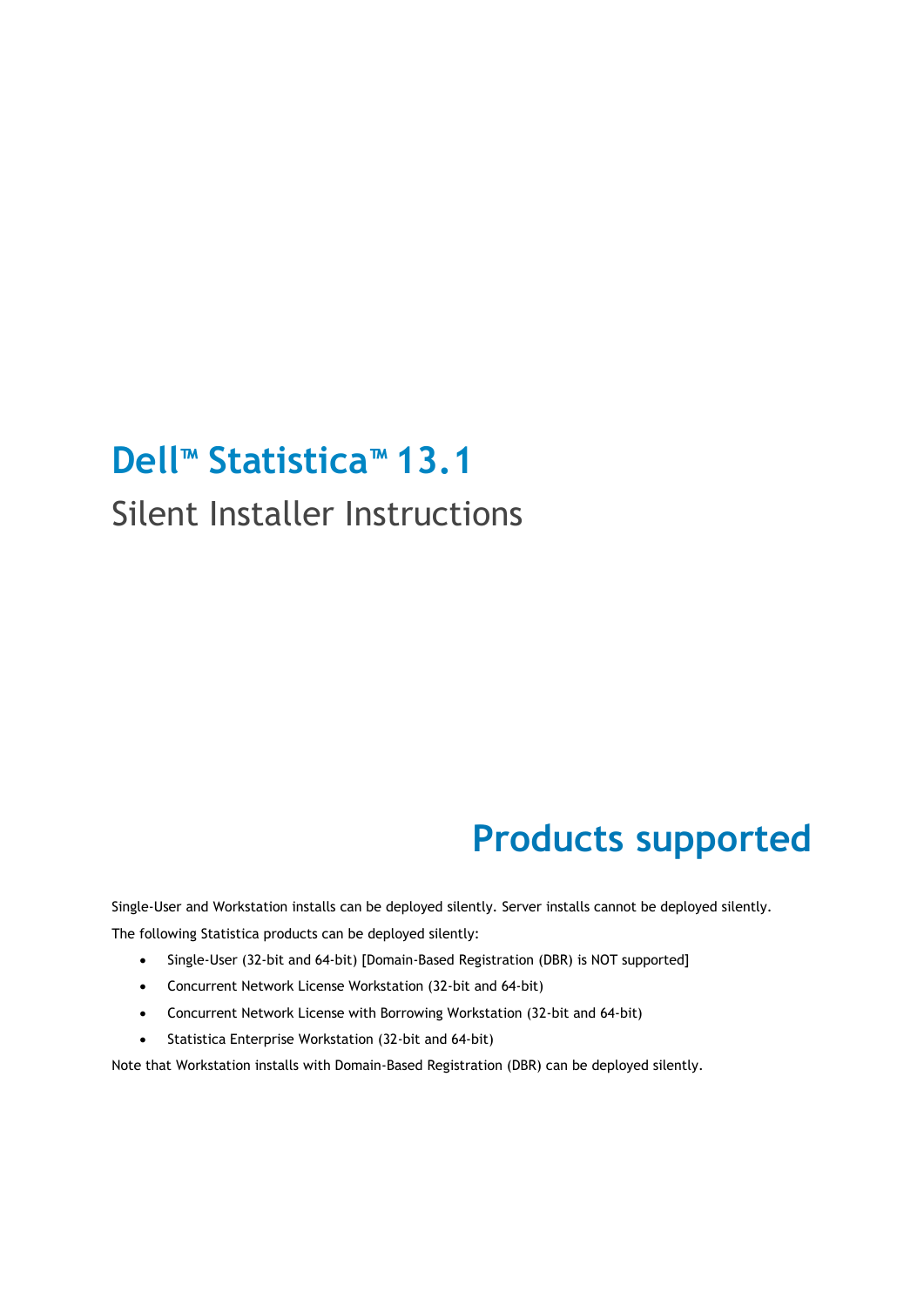# Dell™ Statistica™ 13.1

Silent Installer Instructions

## Products supported

Single-User and Workstation installs can be deployed silently. Server installs cannot be deployed silently.

The following Statistica products can be deployed silently:

- Single-User (32-bit and 64-bit) [Domain-Based Registration (DBR) is NOT supported]
- Concurrent Network License Workstation (32-bit and 64-bit)
- Concurrent Network License with Borrowing Workstation (32-bit and 64-bit)
- Statistica Enterprise Workstation (32-bit and 64-bit)

Note that Workstation installs with Domain-Based Registration (DBR) can be deployed silently.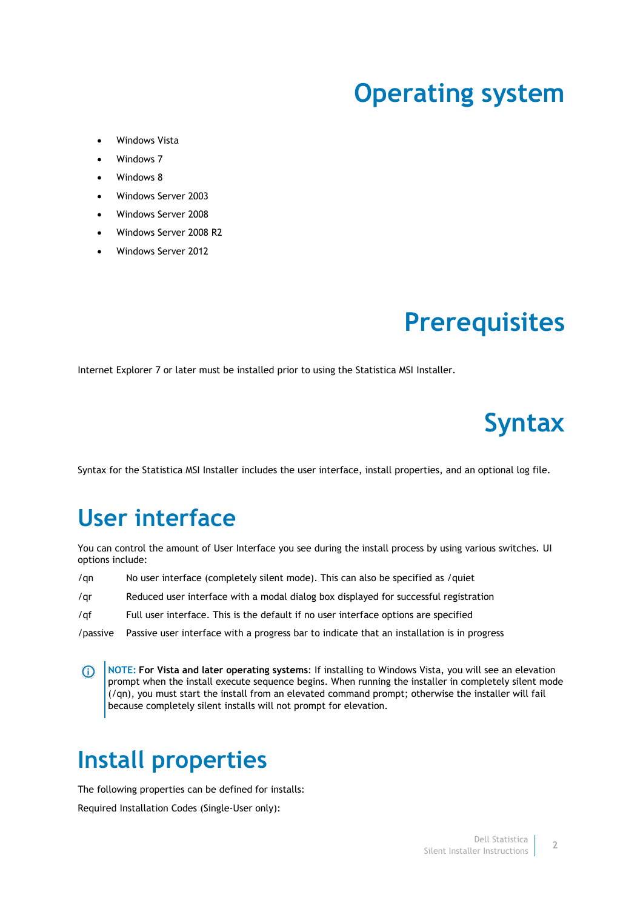# Operating system

- Windows Vista
- Windows 7
- Windows 8
- Windows Server 2003
- Windows Server 2008
- Windows Server 2008 R2
- Windows Server 2012

# Prerequisites

Internet Explorer 7 or later must be installed prior to using the Statistica MSI Installer.

# Syntax

Syntax for the Statistica MSI Installer includes the user interface, install properties, and an optional log file.

## User interface

You can control the amount of User Interface you see during the install process by using various switches. UI options include:

| | |
|---|---|
| /qn | No user interface (completely silent mode). This can also be specified as /quiet |
| /qr | Reduced user interface with a modal dialog box displayed for successful registration |
| /qf | Full user interface. This is the default if no user interface options are specified |
| /passive | Passive user interface with a progress bar to indicate that an installation is in progress |

> **NOTE: For Vista and later operating systems**: If installing to Windows Vista, you will see an elevation prompt when the install execute sequence begins. When running the installer in completely silent mode (/qn), you must start the install from an elevated command prompt; otherwise the installer will fail because completely silent installs will not prompt for elevation.

## Install properties

The following properties can be defined for installs:

Required Installation Codes (Single-User only):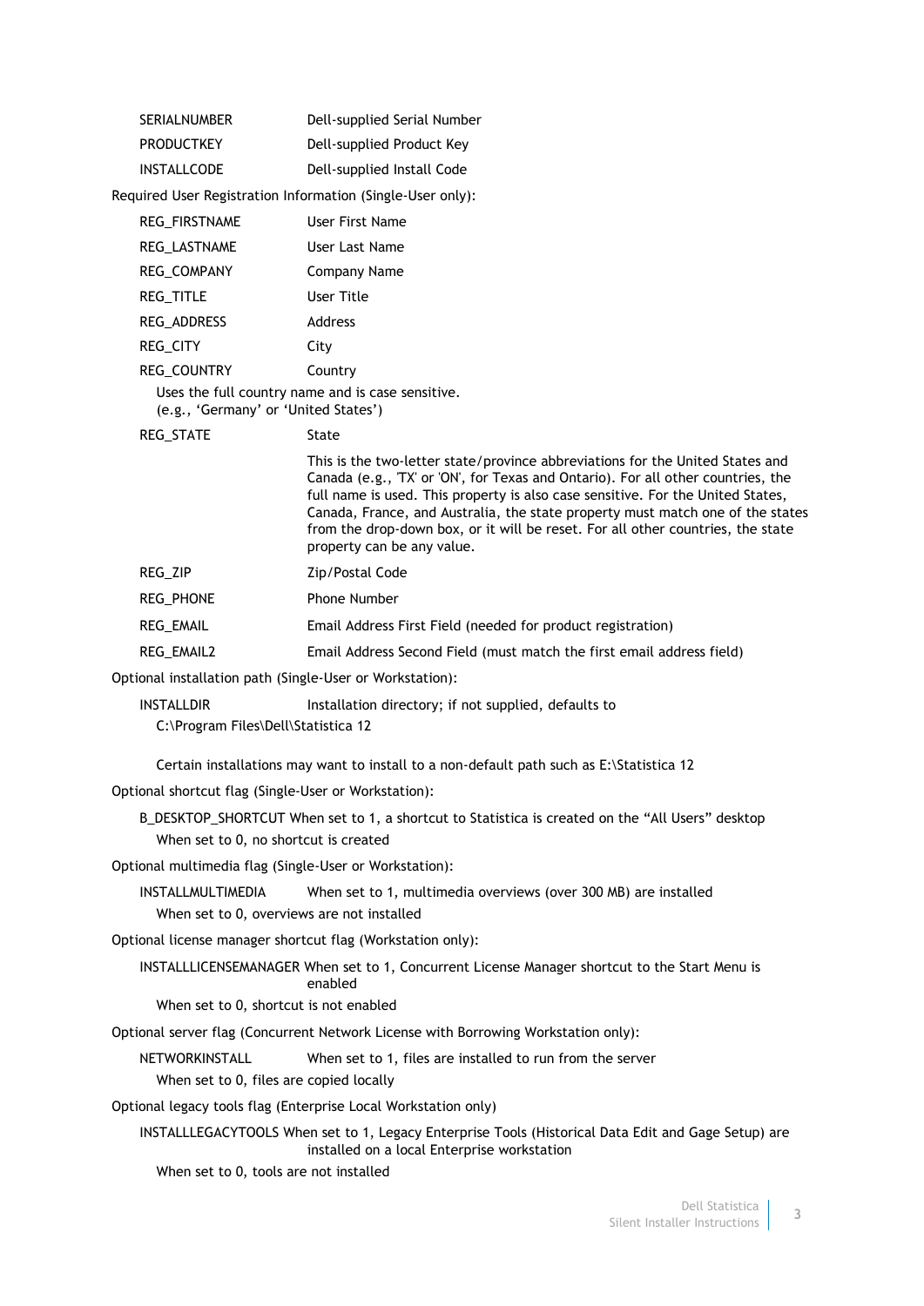| | |
|---|---|
| SERIALNUMBER | Dell-supplied Serial Number |
| PRODUCTKEY | Dell-supplied Product Key |
| INSTALLCODE | Dell-supplied Install Code |

Required User Registration Information (Single-User only):

| | |
|---|---|
| REG_FIRSTNAME | User First Name |
| REG_LASTNAME | User Last Name |
| REG_COMPANY | Company Name |
| REG_TITLE | User Title |
| REG_ADDRESS | Address |
| REG_CITY | City |
| REG_COUNTRY | Country |

Uses the full country name and is case sensitive.
(e.g., 'Germany' or 'United States')

| | |
|---|---|
| REG_STATE | State |
| | This is the two-letter state/province abbreviations for the United States and Canada (e.g., 'TX' or 'ON', for Texas and Ontario). For all other countries, the full name is used. This property is also case sensitive. For the United States, Canada, France, and Australia, the state property must match one of the states from the drop-down box, or it will be reset. For all other countries, the state property can be any value. |
| REG_ZIP | Zip/Postal Code |
| REG_PHONE | Phone Number |
| REG_EMAIL | Email Address First Field (needed for product registration) |
| REG_EMAIL2 | Email Address Second Field (must match the first email address field) |

Optional installation path (Single-User or Workstation):

INSTALLDIR Installation directory; if not supplied, defaults to
C:\Program Files\Dell\Statistica 12

Certain installations may want to install to a non-default path such as E:\Statistica 12

Optional shortcut flag (Single-User or Workstation):

B_DESKTOP_SHORTCUT When set to 1, a shortcut to Statistica is created on the "All Users" desktop
When set to 0, no shortcut is created

Optional multimedia flag (Single-User or Workstation):

INSTALLMULTIMEDIA When set to 1, multimedia overviews (over 300 MB) are installed
When set to 0, overviews are not installed

Optional license manager shortcut flag (Workstation only):

INSTALLLICENSEMANAGER When set to 1, Concurrent License Manager shortcut to the Start Menu is enabled
When set to 0, shortcut is not enabled

Optional server flag (Concurrent Network License with Borrowing Workstation only):

NETWORKINSTALL When set to 1, files are installed to run from the server
When set to 0, files are copied locally

Optional legacy tools flag (Enterprise Local Workstation only)

INSTALLLEGACYTOOLS When set to 1, Legacy Enterprise Tools (Historical Data Edit and Gage Setup) are installed on a local Enterprise workstation
When set to 0, tools are not installed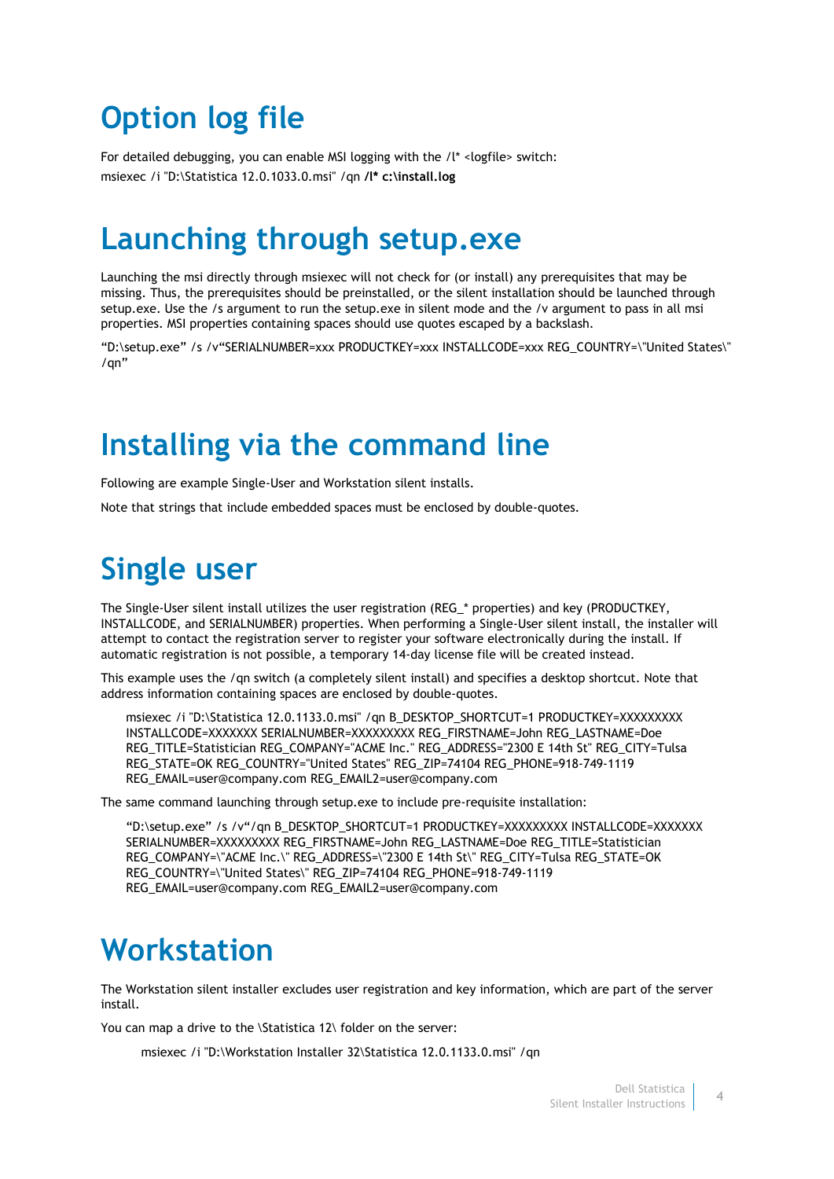# Option log file

For detailed debugging, you can enable MSI logging with the /l* <logfile> switch:

msiexec /i "D:\Statistica 12.0.1033.0.msi" /qn **/l* c:\install.log**

# Launching through setup.exe

Launching the msi directly through msiexec will not check for (or install) any prerequisites that may be missing. Thus, the prerequisites should be preinstalled, or the silent installation should be launched through setup.exe. Use the /s argument to run the setup.exe in silent mode and the /v argument to pass in all msi properties. MSI properties containing spaces should use quotes escaped by a backslash.

“D:\setup.exe” /s /v“SERIALNUMBER=xxx PRODUCTKEY=xxx INSTALLCODE=xxx REG_COUNTRY=\"United States\" /qn”

# Installing via the command line

Following are example Single-User and Workstation silent installs.

Note that strings that include embedded spaces must be enclosed by double-quotes.

# Single user

The Single-User silent install utilizes the user registration (REG_* properties) and key (PRODUCTKEY, INSTALLCODE, and SERIALNUMBER) properties. When performing a Single-User silent install, the installer will attempt to contact the registration server to register your software electronically during the install. If automatic registration is not possible, a temporary 14-day license file will be created instead.

This example uses the /qn switch (a completely silent install) and specifies a desktop shortcut. Note that address information containing spaces are enclosed by double-quotes.

```
msiexec /i "D:\Statistica 12.0.1133.0.msi" /qn B_DESKTOP_SHORTCUT=1 PRODUCTKEY=XXXXXXXXX
INSTALLCODE=XXXXXXX SERIALNUMBER=XXXXXXXXX REG_FIRSTNAME=John REG_LASTNAME=Doe
REG_TITLE=Statistician REG_COMPANY="ACME Inc." REG_ADDRESS="2300 E 14th St" REG_CITY=Tulsa
REG_STATE=OK REG_COUNTRY="United States" REG_ZIP=74104 REG_PHONE=918-749-1119
REG_EMAIL=user@company.com REG_EMAIL2=user@company.com
```

The same command launching through setup.exe to include pre-requisite installation:

```
“D:\setup.exe” /s /v“/qn B_DESKTOP_SHORTCUT=1 PRODUCTKEY=XXXXXXXXX INSTALLCODE=XXXXXXX
SERIALNUMBER=XXXXXXXXX REG_FIRSTNAME=John REG_LASTNAME=Doe REG_TITLE=Statistician
REG_COMPANY=\"ACME Inc.\" REG_ADDRESS=\"2300 E 14th St\" REG_CITY=Tulsa REG_STATE=OK
REG_COUNTRY=\"United States\" REG_ZIP=74104 REG_PHONE=918-749-1119
REG_EMAIL=user@company.com REG_EMAIL2=user@company.com
```

# Workstation

The Workstation silent installer excludes user registration and key information, which are part of the server install.

You can map a drive to the \Statistica 12\ folder on the server:

```
msiexec /i "D:\Workstation Installer 32\Statistica 12.0.1133.0.msi" /qn
```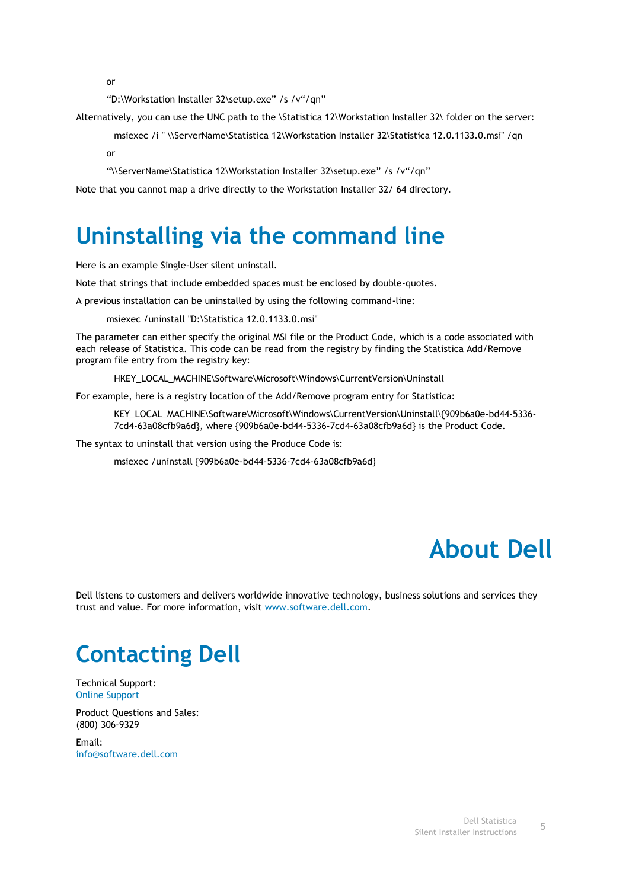or

“D:\Workstation Installer 32\setup.exe” /s /v“/qn”

Alternatively, you can use the UNC path to the \Statistica 12\Workstation Installer 32\ folder on the server:

msiexec /i " \\ServerName\Statistica 12\Workstation Installer 32\Statistica 12.0.1133.0.msi" /qn

or

“\\ServerName\Statistica 12\Workstation Installer 32\setup.exe” /s /v“/qn”

Note that you cannot map a drive directly to the Workstation Installer 32/ 64 directory.

# Uninstalling via the command line

Here is an example Single-User silent uninstall.

Note that strings that include embedded spaces must be enclosed by double-quotes.

A previous installation can be uninstalled by using the following command-line:

msiexec /uninstall "D:\Statistica 12.0.1133.0.msi"

The parameter can either specify the original MSI file or the Product Code, which is a code associated with each release of Statistica. This code can be read from the registry by finding the Statistica Add/Remove program file entry from the registry key:

HKEY_LOCAL_MACHINE\Software\Microsoft\Windows\CurrentVersion\Uninstall

For example, here is a registry location of the Add/Remove program entry for Statistica:

KEY_LOCAL_MACHINE\Software\Microsoft\Windows\CurrentVersion\Uninstall\{909b6a0e-bd44-5336-7cd4-63a08cfb9a6d}, where {909b6a0e-bd44-5336-7cd4-63a08cfb9a6d} is the Product Code.

The syntax to uninstall that version using the Produce Code is:

msiexec /uninstall {909b6a0e-bd44-5336-7cd4-63a08cfb9a6d}

# About Dell

Dell listens to customers and delivers worldwide innovative technology, business solutions and services they trust and value. For more information, visit www.software.dell.com.

# Contacting Dell

Technical Support:
Online Support

Product Questions and Sales:
(800) 306-9329

Email:
info@software.dell.com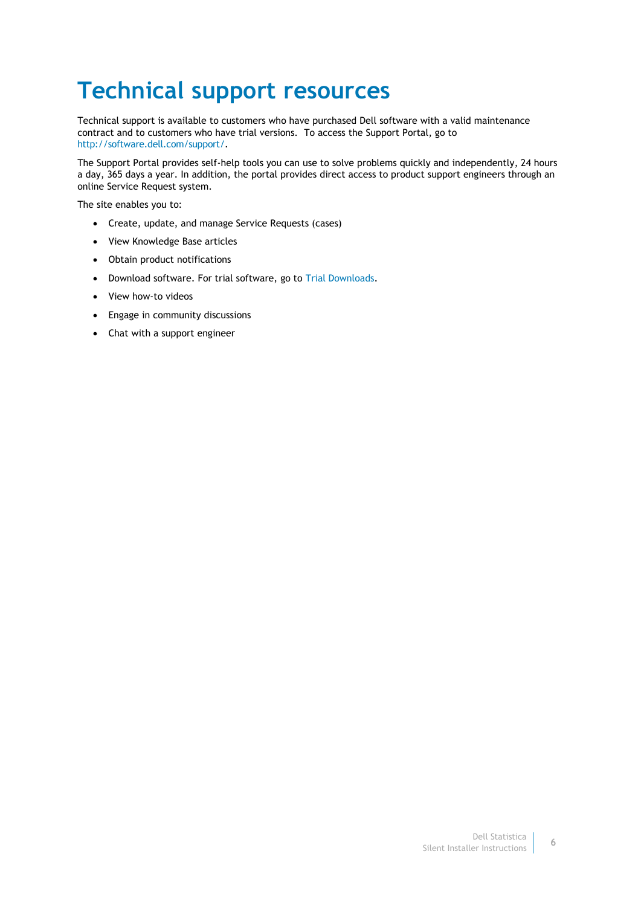# Technical support resources

Technical support is available to customers who have purchased Dell software with a valid maintenance contract and to customers who have trial versions. To access the Support Portal, go to http://software.dell.com/support/.

The Support Portal provides self-help tools you can use to solve problems quickly and independently, 24 hours a day, 365 days a year. In addition, the portal provides direct access to product support engineers through an online Service Request system.

The site enables you to:

- Create, update, and manage Service Requests (cases)
- View Knowledge Base articles
- Obtain product notifications
- Download software. For trial software, go to Trial Downloads.
- View how-to videos
- Engage in community discussions
- Chat with a support engineer